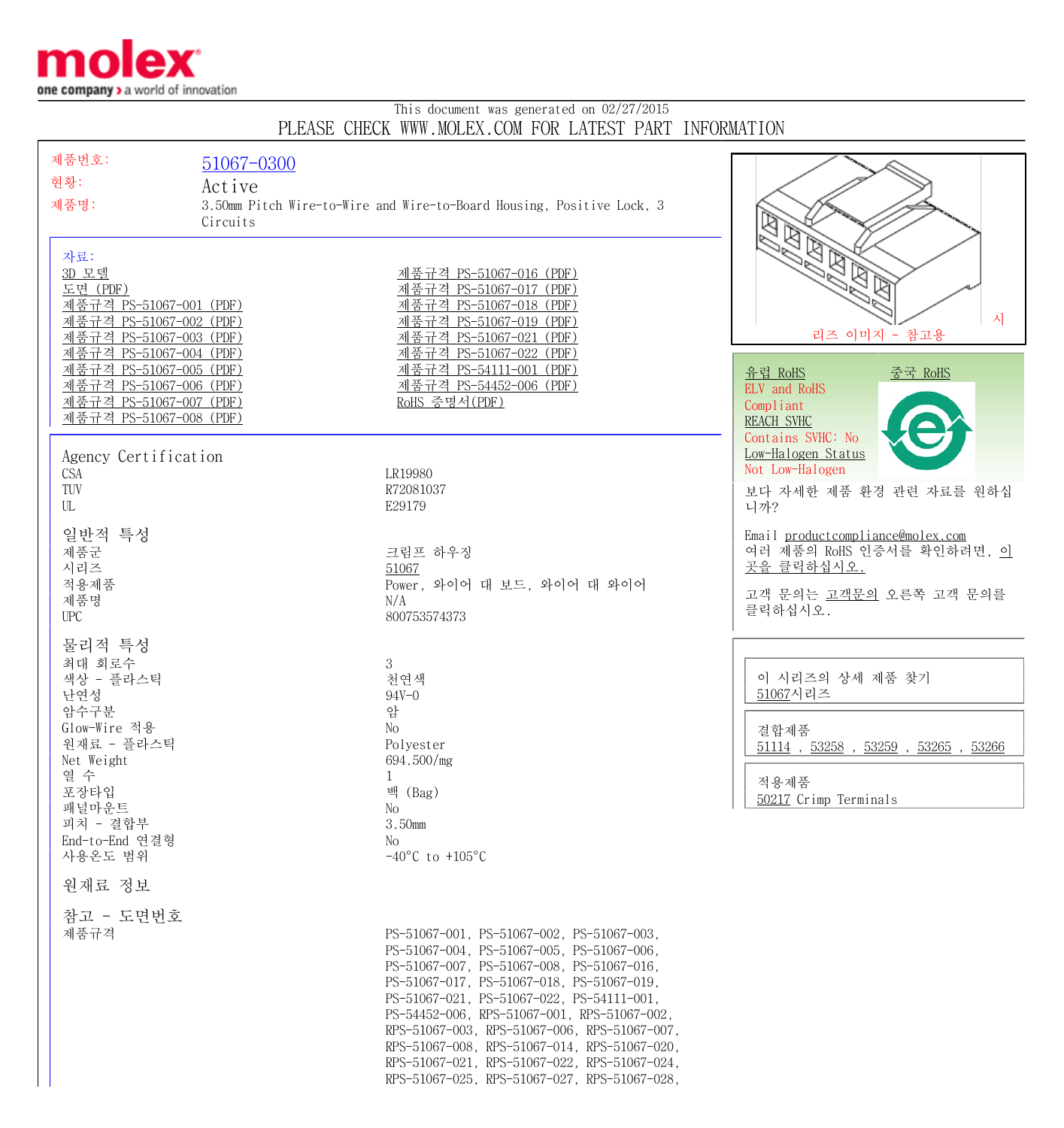This document was generated on 02/27/2015

PLEASE CHECK WWW.MOLEX.COM FOR LATEST PART INFORMATION

| | |
|---|---|
| 제품번호: | 51067-0300 |
| 현황: | Active |
| 제품명: | 3.50mm Pitch Wire-to-Wire and Wire-to-Board Housing, Positive Lock, 3 Circuits |

시리즈 이미지 - 참고용

자료:

- 3D 모델
- 도면 (PDF)
- 제품규격 PS-51067-001 (PDF)
- 제품규격 PS-51067-002 (PDF)
- 제품규격 PS-51067-003 (PDF)
- 제품규격 PS-51067-004 (PDF)
- 제품규격 PS-51067-005 (PDF)
- 제품규격 PS-51067-006 (PDF)
- 제품규격 PS-51067-007 (PDF)
- 제품규격 PS-51067-008 (PDF)
- 제품규격 PS-51067-016 (PDF)
- 제품규격 PS-51067-017 (PDF)
- 제품규격 PS-51067-018 (PDF)
- 제품규격 PS-51067-019 (PDF)
- 제품규격 PS-51067-021 (PDF)
- 제품규격 PS-51067-022 (PDF)
- 제품규격 PS-54111-001 (PDF)
- 제품규격 PS-54452-006 (PDF)
- RoHS 증명서(PDF)

유럽 RoHS
ELV and RoHS
Compliant
REACH SVHC
Contains SVHC: No
Low-Halogen Status
Not Low-Halogen

중국 RoHS

보다 자세한 제품 환경 관련 자료를 원하십니까?

Email productcompliance@molex.com
여러 제품의 RoHS 인증서를 확인하려면, 이곳을 클릭하십시오.

고객 문의는 고객문의 오른쪽 고객 문의를 클릭하십시오.

## Agency Certification

| | |
|---|---|
| CSA | LR19980 |
| TUV | R72081037 |
| UL | E29179 |

## 일반적 특성

| | |
|---|---|
| 제품군 | 크림프 하우징 |
| 시리즈 | 51067 |
| 적용제품 | Power, 와이어 대 보드, 와이어 대 와이어 |
| 제품명 | N/A |
| UPC | 800753574373 |

## 물리적 특성

| | |
|---|---|
| 최대 회로수 | 3 |
| 색상 - 플라스틱 | 천연색 |
| 난연성 | 94V-0 |
| 암수구분 | 암 |
| Glow-Wire 적용 | No |
| 원재료 - 플라스틱 | Polyester |
| Net Weight | 694.500/mg |
| 열 수 | 1 |
| 포장타입 | 백 (Bag) |
| 패널마운트 | No |
| 피치 - 결합부 | 3.50mm |
| End-to-End 연결형 | No |
| 사용온도 범위 | -40°C to +105°C |

## 원재료 정보

## 참고 - 도면번호

| | |
|---|---|
| 제품규격 | PS-51067-001, PS-51067-002, PS-51067-003, PS-51067-004, PS-51067-005, PS-51067-006, PS-51067-007, PS-51067-008, PS-51067-016, PS-51067-017, PS-51067-018, PS-51067-019, PS-51067-021, PS-51067-022, PS-54111-001, PS-54452-006, RPS-51067-001, RPS-51067-002, RPS-51067-003, RPS-51067-006, RPS-51067-007, RPS-51067-008, RPS-51067-014, RPS-51067-020, RPS-51067-021, RPS-51067-022, RPS-51067-024, RPS-51067-025, RPS-51067-027, RPS-51067-028, |

이 시리즈의 상세 제품 찾기
51067시리즈

결합제품
51114 , 53258 , 53259 , 53265 , 53266

적용제품
50217 Crimp Terminals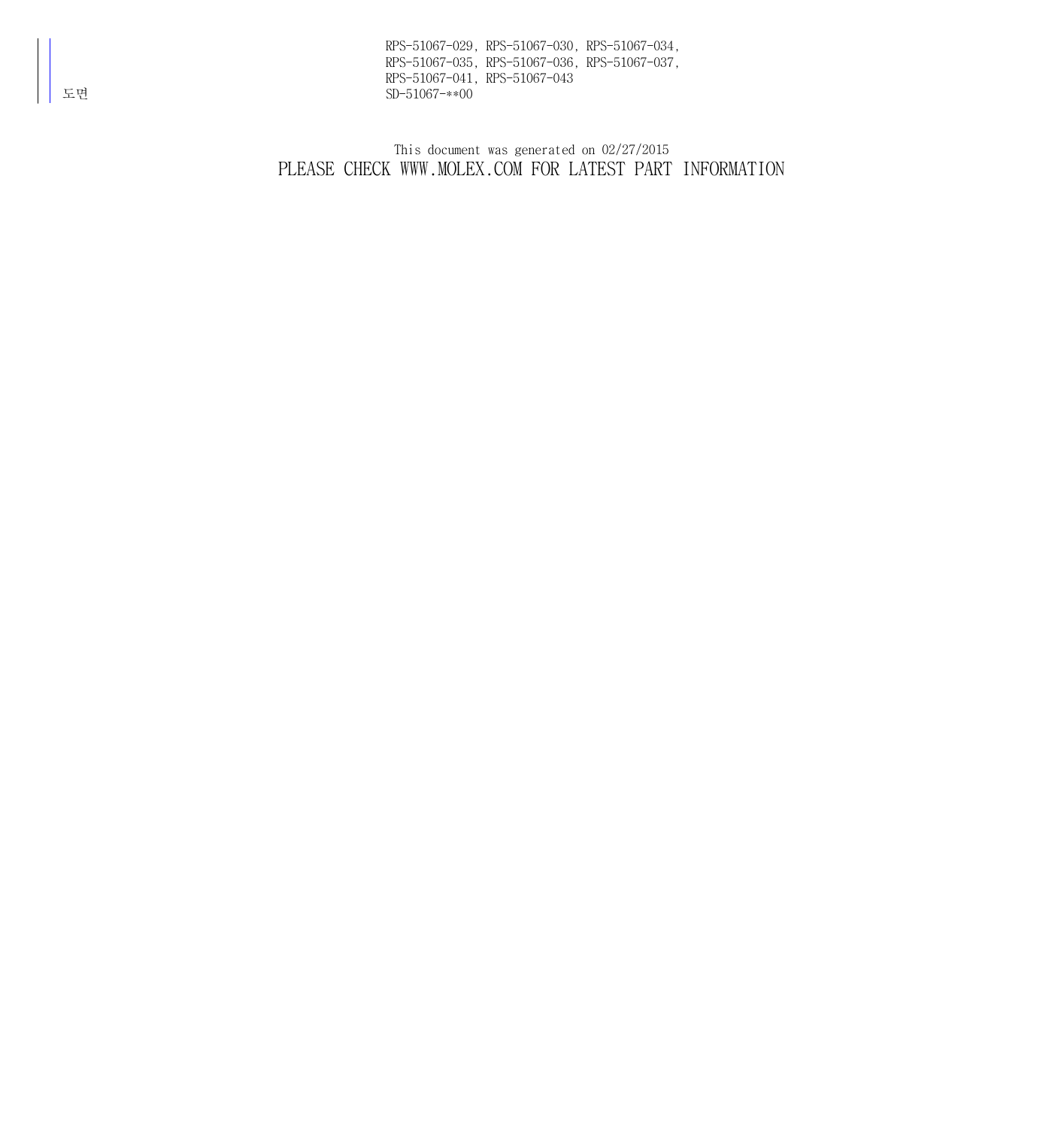도면

RPS-51067-029, RPS-51067-030, RPS-51067-034,
RPS-51067-035, RPS-51067-036, RPS-51067-037,
RPS-51067-041, RPS-51067-043
SD-51067-**00

This document was generated on 02/27/2015

PLEASE CHECK WWW.MOLEX.COM FOR LATEST PART INFORMATION